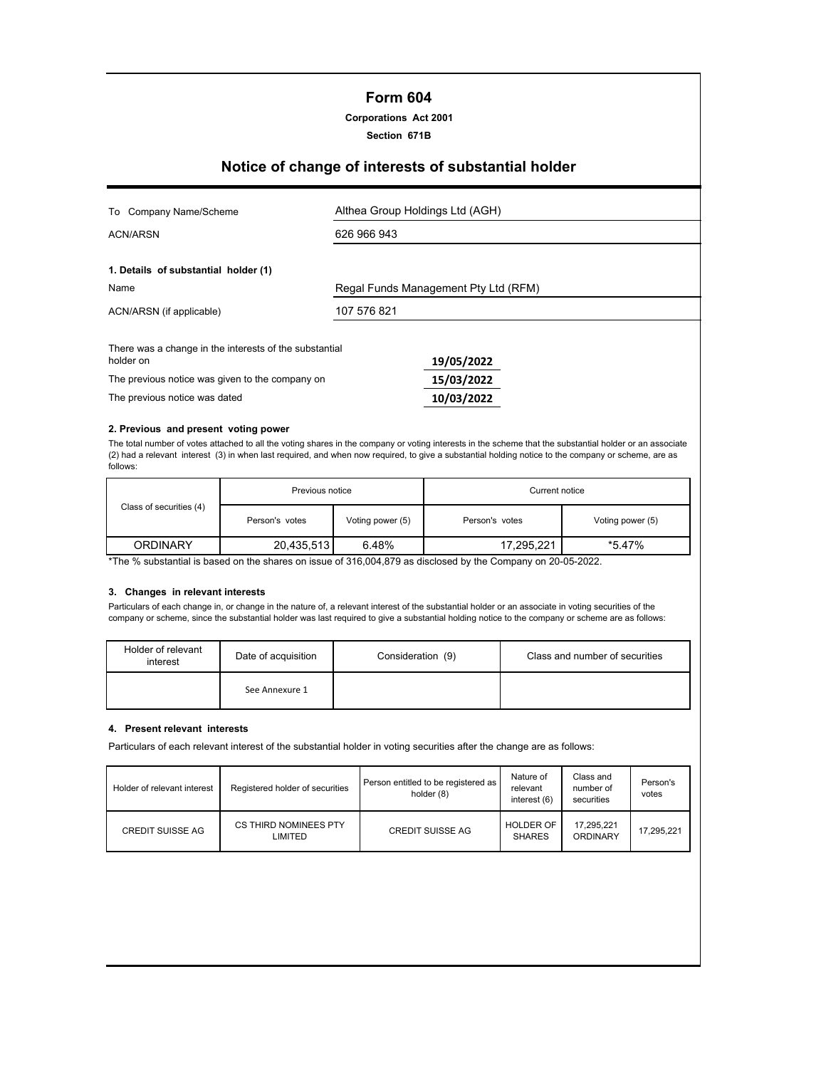# Form 604

**Corporations Act 2001**

**Section 671B**

## Notice of change of interests of substantial holder

| | |
|---|---|
| To Company Name/Scheme | Althea Group Holdings Ltd (AGH) |
| ACN/ARSN | 626 966 943 |

**1. Details of substantial holder (1)**

| | |
|---|---|
| Name | Regal Funds Management Pty Ltd (RFM) |
| ACN/ARSN (if applicable) | 107 576 821 |

| | |
|---|---|
| There was a change in the interests of the substantial holder on | 19/05/2022 |
| The previous notice was given to the company on | 15/03/2022 |
| The previous notice was dated | 10/03/2022 |

**2. Previous and present voting power**

The total number of votes attached to all the voting shares in the company or voting interests in the scheme that the substantial holder or an associate (2) had a relevant interest (3) in when last required, and when now required, to give a substantial holding notice to the company or scheme, are as follows:

| Class of securities (4) | Previous notice | | Current notice | |
|---|---|---|---|---|
| | Person's votes | Voting power (5) | Person's votes | Voting power (5) |
| ORDINARY | 20,435,513 | 6.48% | 17,295,221 | *5.47% |

*The % substantial is based on the shares on issue of 316,004,879 as disclosed by the Company on 20-05-2022.

**3. Changes in relevant interests**

Particulars of each change in, or change in the nature of, a relevant interest of the substantial holder or an associate in voting securities of the company or scheme, since the substantial holder was last required to give a substantial holding notice to the company or scheme are as follows:

| Holder of relevant interest | Date of acquisition | Consideration (9) | Class and number of securities |
|---|---|---|---|
| | See Annexure 1 | | |

**4. Present relevant interests**

Particulars of each relevant interest of the substantial holder in voting securities after the change are as follows:

| Holder of relevant interest | Registered holder of securities | Person entitled to be registered as holder (8) | Nature of relevant interest (6) | Class and number of securities | Person's votes |
|---|---|---|---|---|---|
| CREDIT SUISSE AG | CS THIRD NOMINEES PTY LIMITED | CREDIT SUISSE AG | HOLDER OF SHARES | 17,295,221 ORDINARY | 17,295,221 |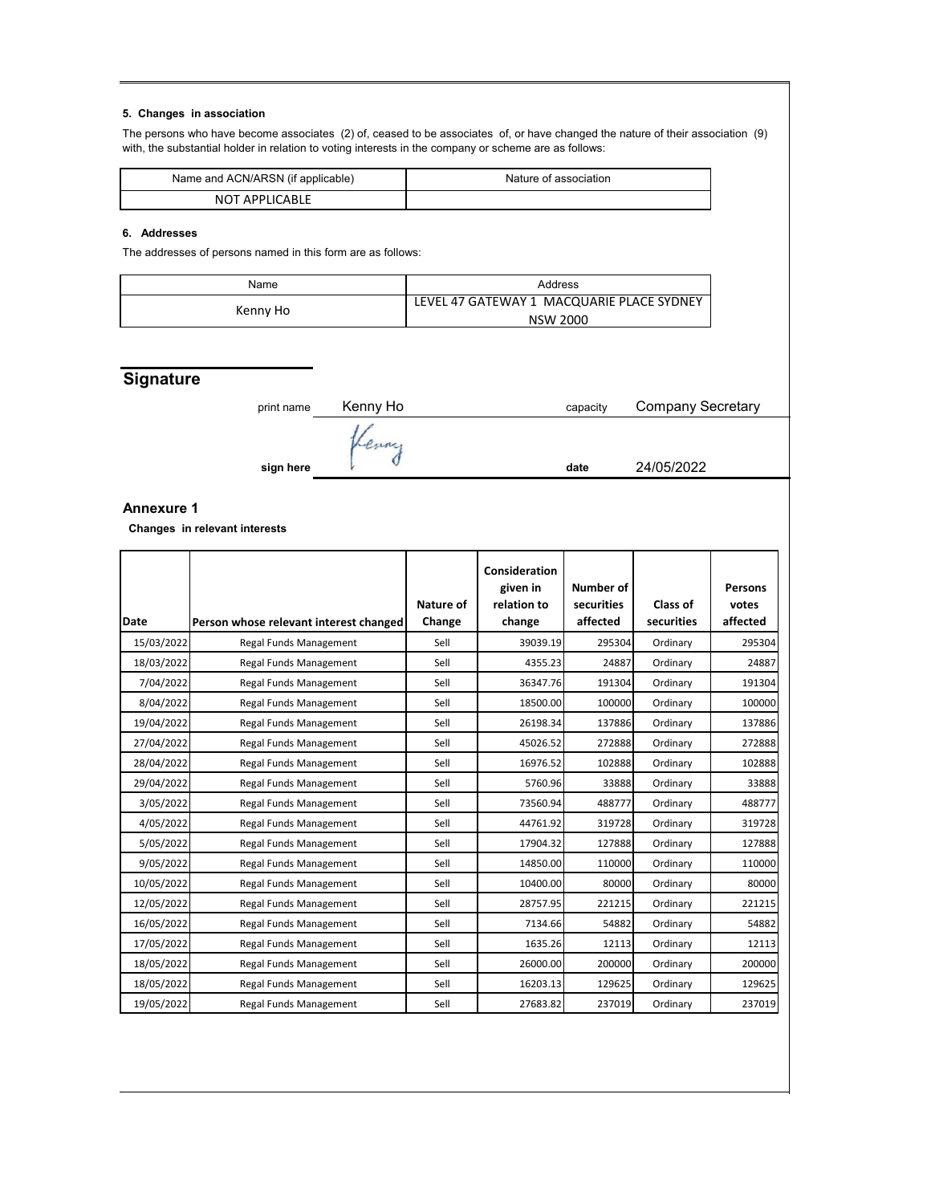#### 5. Changes in association

The persons who have become associates (2) of, ceased to be associates of, or have changed the nature of their association (9) with, the substantial holder in relation to voting interests in the company or scheme are as follows:

| Name and ACN/ARSN (if applicable) | Nature of association |
|---|---|
| NOT APPLICABLE | |

#### 6. Addresses

The addresses of persons named in this form are as follows:

| Name | Address |
|---|---|
| Kenny Ho | LEVEL 47 GATEWAY 1 MACQUARIE PLACE SYDNEY NSW 2000 |

## Signature

print name Kenny Ho capacity Company Secretary

sign here date 24/05/2022

### Annexure 1

**Changes in relevant interests**

| Date | Person whose relevant interest changed | Nature of Change | Consideration given in relation to change | Number of securities affected | Class of securities | Persons votes affected |
|---|---|---|---|---|---|---|
| 15/03/2022 | Regal Funds Management | Sell | 39039.19 | 295304 | Ordinary | 295304 |
| 18/03/2022 | Regal Funds Management | Sell | 4355.23 | 24887 | Ordinary | 24887 |
| 7/04/2022 | Regal Funds Management | Sell | 36347.76 | 191304 | Ordinary | 191304 |
| 8/04/2022 | Regal Funds Management | Sell | 18500.00 | 100000 | Ordinary | 100000 |
| 19/04/2022 | Regal Funds Management | Sell | 26198.34 | 137886 | Ordinary | 137886 |
| 27/04/2022 | Regal Funds Management | Sell | 45026.52 | 272888 | Ordinary | 272888 |
| 28/04/2022 | Regal Funds Management | Sell | 16976.52 | 102888 | Ordinary | 102888 |
| 29/04/2022 | Regal Funds Management | Sell | 5760.96 | 33888 | Ordinary | 33888 |
| 3/05/2022 | Regal Funds Management | Sell | 73560.94 | 488777 | Ordinary | 488777 |
| 4/05/2022 | Regal Funds Management | Sell | 44761.92 | 319728 | Ordinary | 319728 |
| 5/05/2022 | Regal Funds Management | Sell | 17904.32 | 127888 | Ordinary | 127888 |
| 9/05/2022 | Regal Funds Management | Sell | 14850.00 | 110000 | Ordinary | 110000 |
| 10/05/2022 | Regal Funds Management | Sell | 10400.00 | 80000 | Ordinary | 80000 |
| 12/05/2022 | Regal Funds Management | Sell | 28757.95 | 221215 | Ordinary | 221215 |
| 16/05/2022 | Regal Funds Management | Sell | 7134.66 | 54882 | Ordinary | 54882 |
| 17/05/2022 | Regal Funds Management | Sell | 1635.26 | 12113 | Ordinary | 12113 |
| 18/05/2022 | Regal Funds Management | Sell | 26000.00 | 200000 | Ordinary | 200000 |
| 18/05/2022 | Regal Funds Management | Sell | 16203.13 | 129625 | Ordinary | 129625 |
| 19/05/2022 | Regal Funds Management | Sell | 27683.82 | 237019 | Ordinary | 237019 |